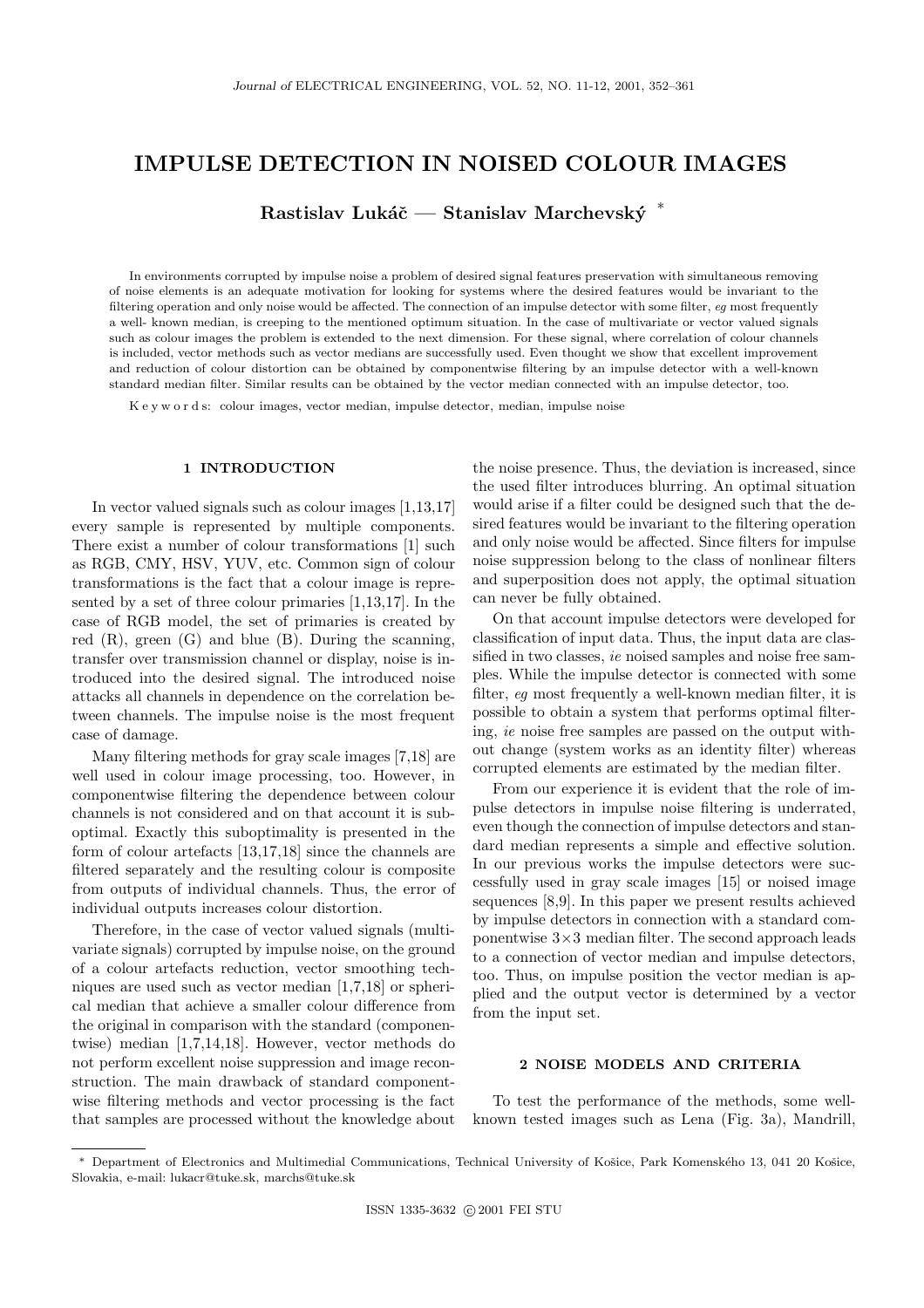# IMPULSE DETECTION IN NOISED COLOUR IMAGES

**Rastislav Lukáč — Stanislav Marchevský** *

In environments corrupted by impulse noise a problem of desired signal features preservation with simultaneous removing of noise elements is an adequate motivation for looking for systems where the desired features would be invariant to the filtering operation and only noise would be affected. The connection of an impulse detector with some filter, *eg* most frequently a well- known median, is creeping to the mentioned optimum situation. In the case of multivariate or vector valued signals such as colour images the problem is extended to the next dimension. For these signal, where correlation of colour channels is included, vector methods such as vector medians are successfully used. Even thought we show that excellent improvement and reduction of colour distortion can be obtained by componentwise filtering by an impulse detector with a well-known standard median filter. Similar results can be obtained by the vector median connected with an impulse detector, too.

K e y w o r d s: colour images, vector median, impulse detector, median, impulse noise

## 1 INTRODUCTION

In vector valued signals such as colour images [1,13,17] every sample is represented by multiple components. There exist a number of colour transformations [1] such as RGB, CMY, HSV, YUV, etc. Common sign of colour transformations is the fact that a colour image is represented by a set of three colour primaries [1,13,17]. In the case of RGB model, the set of primaries is created by red (R), green (G) and blue (B). During the scanning, transfer over transmission channel or display, noise is introduced into the desired signal. The introduced noise attacks all channels in dependence on the correlation between channels. The impulse noise is the most frequent case of damage.

Many filtering methods for gray scale images [7,18] are well used in colour image processing, too. However, in componentwise filtering the dependence between colour channels is not considered and on that account it is suboptimal. Exactly this suboptimality is presented in the form of colour artefacts [13,17,18] since the channels are filtered separately and the resulting colour is composite from outputs of individual channels. Thus, the error of individual outputs increases colour distortion.

Therefore, in the case of vector valued signals (multivariate signals) corrupted by impulse noise, on the ground of a colour artefacts reduction, vector smoothing techniques are used such as vector median [1,7,18] or spherical median that achieve a smaller colour difference from the original in comparison with the standard (componentwise) median [1,7,14,18]. However, vector methods do not perform excellent noise suppression and image reconstruction. The main drawback of standard componentwise filtering methods and vector processing is the fact that samples are processed without the knowledge about the noise presence. Thus, the deviation is increased, since the used filter introduces blurring. An optimal situation would arise if a filter could be designed such that the desired features would be invariant to the filtering operation and only noise would be affected. Since filters for impulse noise suppression belong to the class of nonlinear filters and superposition does not apply, the optimal situation can never be fully obtained.

On that account impulse detectors were developed for classification of input data. Thus, the input data are classified in two classes, *ie* noised samples and noise free samples. While the impulse detector is connected with some filter, *eg* most frequently a well-known median filter, it is possible to obtain a system that performs optimal filtering, *ie* noise free samples are passed on the output without change (system works as an identity filter) whereas corrupted elements are estimated by the median filter.

From our experience it is evident that the role of impulse detectors in impulse noise filtering is underrated, even though the connection of impulse detectors and standard median represents a simple and effective solution. In our previous works the impulse detectors were successfully used in gray scale images [15] or noised image sequences [8,9]. In this paper we present results achieved by impulse detectors in connection with a standard componentwise 3×3 median filter. The second approach leads to a connection of vector median and impulse detectors, too. Thus, on impulse position the vector median is applied and the output vector is determined by a vector from the input set.

## 2 NOISE MODELS AND CRITERIA

To test the performance of the methods, some well-known tested images such as Lena (Fig. 3a), Mandrill,

---

* Department of Electronics and Multimedial Communications, Technical University of Košice, Park Komenského 13, 041 20 Košice, Slovakia, e-mail: lukacr@tuke.sk, marchs@tuke.sk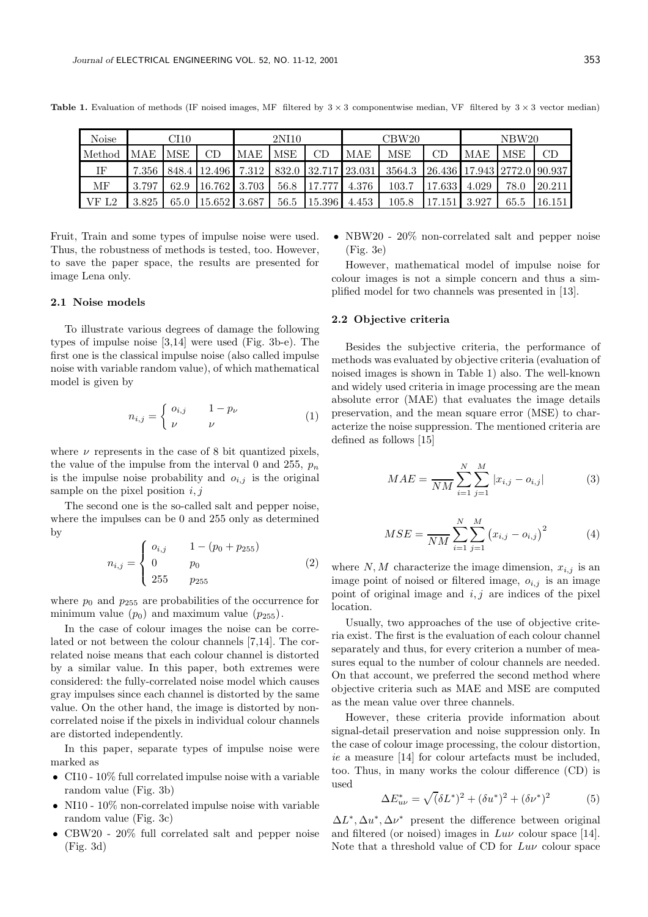**Table 1.** Evaluation of methods (IF noised images, MF filtered by $3 \times 3$ componentwise median, VF filtered by $3 \times 3$ vector median)

| Noise | CI10 | | | 2NI10 | | | CBW20 | | | NBW20 | | |
|---|---|---|---|---|---|---|---|---|---|---|---|---|
| Method | MAE | MSE | CD | MAE | MSE | CD | MAE | MSE | CD | MAE | MSE | CD |
| IF | 7.356 | 848.4 | 12.496 | 7.312 | 832.0 | 32.717 | 23.031 | 3564.3 | 26.436 | 17.943 | 2772.0 | 90.937 |
| MF | 3.797 | 62.9 | 16.762 | 3.703 | 56.8 | 17.777 | 4.376 | 103.7 | 17.633 | 4.029 | 78.0 | 20.211 |
| VF L2 | 3.825 | 65.0 | 15.652 | 3.687 | 56.5 | 15.396 | 4.453 | 105.8 | 17.151 | 3.927 | 65.5 | 16.151 |

Fruit, Train and some types of impulse noise were used. Thus, the robustness of methods is tested, too. However, to save the paper space, the results are presented for image Lena only.

### 2.1 Noise models

To illustrate various degrees of damage the following types of impulse noise [3,14] were used (Fig. 3b-e). The first one is the classical impulse noise (also called impulse noise with variable random value), of which mathematical model is given by

$$n_{i,j} = \begin{cases} o_{i,j} & 1 - p_\nu \\ \nu & \nu \end{cases} \tag{1}$$

where $\nu$ represents in the case of 8 bit quantized pixels, the value of the impulse from the interval 0 and 255, $p_n$ is the impulse noise probability and $o_{i,j}$ is the original sample on the pixel position $i, j$

The second one is the so-called salt and pepper noise, where the impulses can be 0 and 255 only as determined by

$$n_{i,j} = \begin{cases} o_{i,j} & 1 - (p_0 + p_{255}) \\ 0 & p_0 \\ 255 & p_{255} \end{cases} \tag{2}$$

where $p_0$ and $p_{255}$ are probabilities of the occurrence for minimum value ($p_0$) and maximum value ($p_{255}$).

In the case of colour images the noise can be correlated or not between the colour channels [7,14]. The correlated noise means that each colour channel is distorted by a similar value. In this paper, both extremes were considered: the fully-correlated noise model which causes gray impulses since each channel is distorted by the same value. On the other hand, the image is distorted by non-correlated noise if the pixels in individual colour channels are distorted independently.

In this paper, separate types of impulse noise were marked as

- CI10 - 10% full correlated impulse noise with a variable random value (Fig. 3b)
- NI10 - 10% non-correlated impulse noise with variable random value (Fig. 3c)
- CBW20 - 20% full correlated salt and pepper noise (Fig. 3d)
- NBW20 - 20% non-correlated salt and pepper noise (Fig. 3e)

However, mathematical model of impulse noise for colour images is not a simple concern and thus a simplified model for two channels was presented in [13].

### 2.2 Objective criteria

Besides the subjective criteria, the performance of methods was evaluated by objective criteria (evaluation of noised images is shown in Table 1) also. The well-known and widely used criteria in image processing are the mean absolute error (MAE) that evaluates the image details preservation, and the mean square error (MSE) to characterize the noise suppression. The mentioned criteria are defined as follows [15]

$$MAE = \frac{1}{NM} \sum_{i=1}^{N} \sum_{j=1}^{M} |x_{i,j} - o_{i,j}| \tag{3}$$

$$MSE = \frac{1}{NM} \sum_{i=1}^{N} \sum_{j=1}^{M} \left(x_{i,j} - o_{i,j}\right)^2 \tag{4}$$

where $N, M$ characterize the image dimension, $x_{i,j}$ is an image point of noised or filtered image, $o_{i,j}$ is an image point of original image and $i, j$ are indices of the pixel location.

Usually, two approaches of the use of objective criteria exist. The first is the evaluation of each colour channel separately and thus, for every criterion a number of measures equal to the number of colour channels are needed. On that account, we preferred the second method where objective criteria such as MAE and MSE are computed as the mean value over three channels.

However, these criteria provide information about signal-detail preservation and noise suppression only. In the case of colour image processing, the colour distortion, *ie* a measure [14] for colour artefacts must be included, too. Thus, in many works the colour difference (CD) is used

$$\Delta E^*_{u\nu} = \sqrt{(\delta L^*)^2 + (\delta u^*)^2 + (\delta \nu^*)^2} \tag{5}$$

$\Delta L^*, \Delta u^*, \Delta \nu^*$ present the difference between original and filtered (or noised) images in $Lu\nu$ colour space [14]. Note that a threshold value of CD for $Lu\nu$ colour space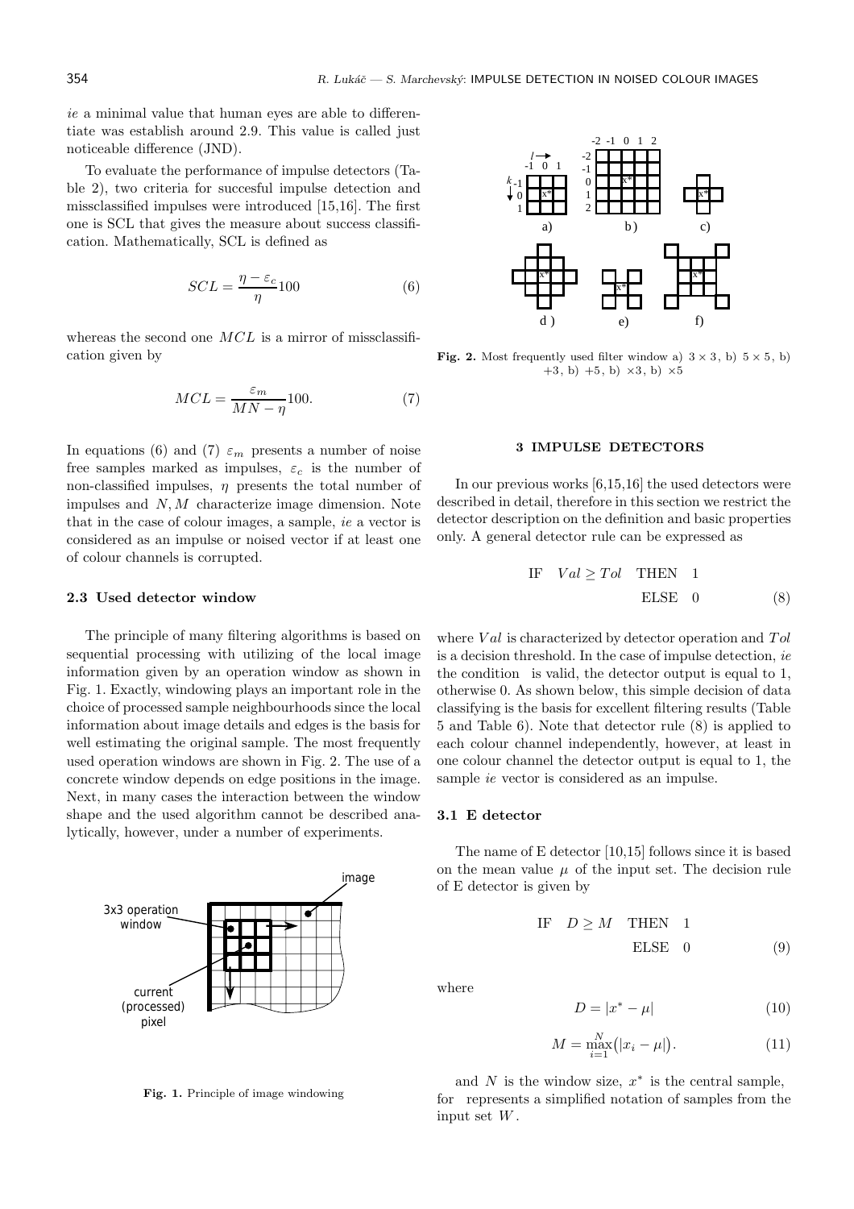*ie* a minimal value that human eyes are able to differentiate was establish around 2.9. This value is called just noticeable difference (JND).

To evaluate the performance of impulse detectors (Table 2), two criteria for succesful impulse detection and missclassified impulses were introduced [15,16]. The first one is SCL that gives the measure about success classification. Mathematically, SCL is defined as

$$SCL = \frac{\eta - \varepsilon_c}{\eta} 100 \tag{6}$$

whereas the second one $MCL$ is a mirror of missclassification given by

$$MCL = \frac{\varepsilon_m}{MN - \eta} 100. \tag{7}$$

In equations (6) and (7) $\varepsilon_m$ presents a number of noise free samples marked as impulses, $\varepsilon_c$ is the number of non-classified impulses, $\eta$ presents the total number of impulses and $N, M$ characterize image dimension. Note that in the case of colour images, a sample, *ie* a vector is considered as an impulse or noised vector if at least one of colour channels is corrupted.

### 2.3 Used detector window

The principle of many filtering algorithms is based on sequential processing with utilizing of the local image information given by an operation window as shown in Fig. 1. Exactly, windowing plays an important role in the choice of processed sample neighbourhoods since the local information about image details and edges is the basis for well estimating the original sample. The most frequently used operation windows are shown in Fig. 2. The use of a concrete window depends on edge positions in the image. Next, in many cases the interaction between the window shape and the used algorithm cannot be described analytically, however, under a number of experiments.

**Fig. 1.** Principle of image windowing

**Fig. 2.** Most frequently used filter window a) $3\times3$, b) $5\times5$, b) $+3$, b) $+5$, b) $\times3$, b) $\times5$

### 3 IMPULSE DETECTORS

In our previous works [6,15,16] the used detectors were described in detail, therefore in this section we restrict the detector description on the definition and basic properties only. A general detector rule can be expressed as

$$\text{IF} \quad Val \geq Tol \quad \text{THEN} \quad 1 \qquad \text{ELSE} \quad 0 \tag{8}$$

where $Val$ is characterized by detector operation and $Tol$ is a decision threshold. In the case of impulse detection, *ie* the condition is valid, the detector output is equal to 1, otherwise 0. As shown below, this simple decision of data classifying is the basis for excellent filtering results (Table 5 and Table 6). Note that detector rule (8) is applied to each colour channel independently, however, at least in one colour channel the detector output is equal to 1, the sample *ie* vector is considered as an impulse.

### 3.1 E detector

The name of E detector [10,15] follows since it is based on the mean value $\mu$ of the input set. The decision rule of E detector is given by

$$\text{IF} \quad D \geq M \quad \text{THEN} \quad 1 \qquad \text{ELSE} \quad 0 \tag{9}$$

where

$$D = |x^* - \mu| \tag{10}$$

$$M = \max_{i=1}^{N}\big(|x_i - \mu|\big). \tag{11}$$

and $N$ is the window size, $x^*$ is the central sample, for represents a simplified notation of samples from the input set $W$.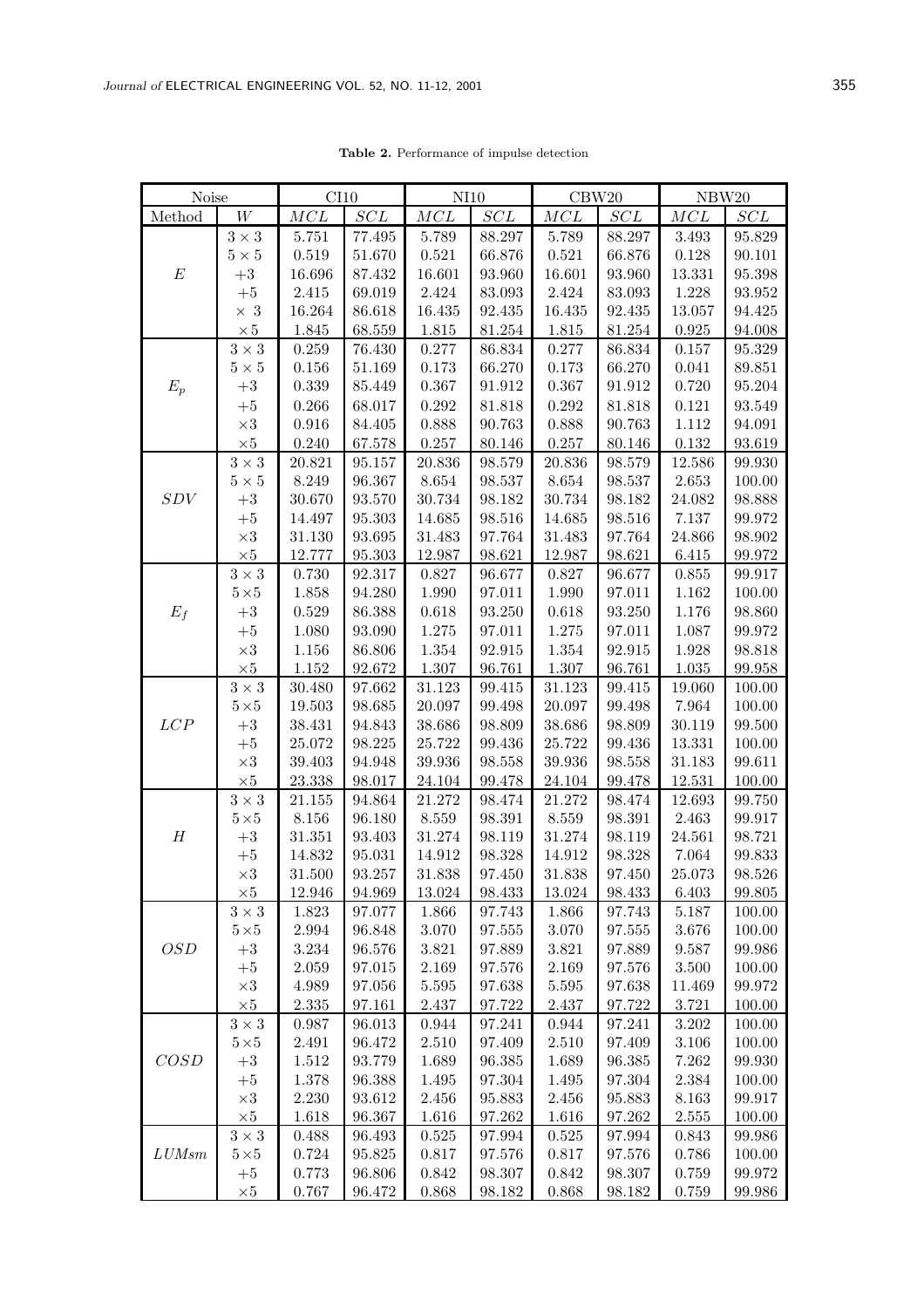**Table 2.** Performance of impulse detection

| Noise | | CI10 | | NI10 | | CBW20 | | NBW20 | |
|---|---|---|---|---|---|---|---|---|---|
| Method | $W$ | $MCL$ | $SCL$ | $MCL$ | $SCL$ | $MCL$ | $SCL$ | $MCL$ | $SCL$ |
| $E$ | $3\times3$ | 5.751 | 77.495 | 5.789 | 88.297 | 5.789 | 88.297 | 3.493 | 95.829 |
| | $5\times5$ | 0.519 | 51.670 | 0.521 | 66.876 | 0.521 | 66.876 | 0.128 | 90.101 |
| | $+3$ | 16.696 | 87.432 | 16.601 | 93.960 | 16.601 | 93.960 | 13.331 | 95.398 |
| | $+5$ | 2.415 | 69.019 | 2.424 | 83.093 | 2.424 | 83.093 | 1.228 | 93.952 |
| | $\times\ 3$ | 16.264 | 86.618 | 16.435 | 92.435 | 16.435 | 92.435 | 13.057 | 94.425 |
| | $\times5$ | 1.845 | 68.559 | 1.815 | 81.254 | 1.815 | 81.254 | 0.925 | 94.008 |
| $E_p$ | $3\times3$ | 0.259 | 76.430 | 0.277 | 86.834 | 0.277 | 86.834 | 0.157 | 95.329 |
| | $5\times5$ | 0.156 | 51.169 | 0.173 | 66.270 | 0.173 | 66.270 | 0.041 | 89.851 |
| | $+3$ | 0.339 | 85.449 | 0.367 | 91.912 | 0.367 | 91.912 | 0.720 | 95.204 |
| | $+5$ | 0.266 | 68.017 | 0.292 | 81.818 | 0.292 | 81.818 | 0.121 | 93.549 |
| | $\times3$ | 0.916 | 84.405 | 0.888 | 90.763 | 0.888 | 90.763 | 1.112 | 94.091 |
| | $\times5$ | 0.240 | 67.578 | 0.257 | 80.146 | 0.257 | 80.146 | 0.132 | 93.619 |
| $SDV$ | $3\times3$ | 20.821 | 95.157 | 20.836 | 98.579 | 20.836 | 98.579 | 12.586 | 99.930 |
| | $5\times5$ | 8.249 | 96.367 | 8.654 | 98.537 | 8.654 | 98.537 | 2.653 | 100.00 |
| | $+3$ | 30.670 | 93.570 | 30.734 | 98.182 | 30.734 | 98.182 | 24.082 | 98.888 |
| | $+5$ | 14.497 | 95.303 | 14.685 | 98.516 | 14.685 | 98.516 | 7.137 | 99.972 |
| | $\times3$ | 31.130 | 93.695 | 31.483 | 97.764 | 31.483 | 97.764 | 24.866 | 98.902 |
| | $\times5$ | 12.777 | 95.303 | 12.987 | 98.621 | 12.987 | 98.621 | 6.415 | 99.972 |
| $E_f$ | $3\times3$ | 0.730 | 92.317 | 0.827 | 96.677 | 0.827 | 96.677 | 0.855 | 99.917 |
| | $5\times5$ | 1.858 | 94.280 | 1.990 | 97.011 | 1.990 | 97.011 | 1.162 | 100.00 |
| | $+3$ | 0.529 | 86.388 | 0.618 | 93.250 | 0.618 | 93.250 | 1.176 | 98.860 |
| | $+5$ | 1.080 | 93.090 | 1.275 | 97.011 | 1.275 | 97.011 | 1.087 | 99.972 |
| | $\times3$ | 1.156 | 86.806 | 1.354 | 92.915 | 1.354 | 92.915 | 1.928 | 98.818 |
| | $\times5$ | 1.152 | 92.672 | 1.307 | 96.761 | 1.307 | 96.761 | 1.035 | 99.958 |
| $LCP$ | $3\times3$ | 30.480 | 97.662 | 31.123 | 99.415 | 31.123 | 99.415 | 19.060 | 100.00 |
| | $5\times5$ | 19.503 | 98.685 | 20.097 | 99.498 | 20.097 | 99.498 | 7.964 | 100.00 |
| | $+3$ | 38.431 | 94.843 | 38.686 | 98.809 | 38.686 | 98.809 | 30.119 | 99.500 |
| | $+5$ | 25.072 | 98.225 | 25.722 | 99.436 | 25.722 | 99.436 | 13.331 | 100.00 |
| | $\times3$ | 39.403 | 94.948 | 39.936 | 98.558 | 39.936 | 98.558 | 31.183 | 99.611 |
| | $\times5$ | 23.338 | 98.017 | 24.104 | 99.478 | 24.104 | 99.478 | 12.531 | 100.00 |
| $H$ | $3\times3$ | 21.155 | 94.864 | 21.272 | 98.474 | 21.272 | 98.474 | 12.693 | 99.750 |
| | $5\times5$ | 8.156 | 96.180 | 8.559 | 98.391 | 8.559 | 98.391 | 2.463 | 99.917 |
| | $+3$ | 31.351 | 93.403 | 31.274 | 98.119 | 31.274 | 98.119 | 24.561 | 98.721 |
| | $+5$ | 14.832 | 95.031 | 14.912 | 98.328 | 14.912 | 98.328 | 7.064 | 99.833 |
| | $\times3$ | 31.500 | 93.257 | 31.838 | 97.450 | 31.838 | 97.450 | 25.073 | 98.526 |
| | $\times5$ | 12.946 | 94.969 | 13.024 | 98.433 | 13.024 | 98.433 | 6.403 | 99.805 |
| $OSD$ | $3\times3$ | 1.823 | 97.077 | 1.866 | 97.743 | 1.866 | 97.743 | 5.187 | 100.00 |
| | $5\times5$ | 2.994 | 96.848 | 3.070 | 97.555 | 3.070 | 97.555 | 3.676 | 100.00 |
| | $+3$ | 3.234 | 96.576 | 3.821 | 97.889 | 3.821 | 97.889 | 9.587 | 99.986 |
| | $+5$ | 2.059 | 97.015 | 2.169 | 97.576 | 2.169 | 97.576 | 3.500 | 100.00 |
| | $\times3$ | 4.989 | 97.056 | 5.595 | 97.638 | 5.595 | 97.638 | 11.469 | 99.972 |
| | $\times5$ | 2.335 | 97.161 | 2.437 | 97.722 | 2.437 | 97.722 | 3.721 | 100.00 |
| $COSD$ | $3\times3$ | 0.987 | 96.013 | 0.944 | 97.241 | 0.944 | 97.241 | 3.202 | 100.00 |
| | $5\times5$ | 2.491 | 96.472 | 2.510 | 97.409 | 2.510 | 97.409 | 3.106 | 100.00 |
| | $+3$ | 1.512 | 93.779 | 1.689 | 96.385 | 1.689 | 96.385 | 7.262 | 99.930 |
| | $+5$ | 1.378 | 96.388 | 1.495 | 97.304 | 1.495 | 97.304 | 2.384 | 100.00 |
| | $\times3$ | 2.230 | 93.612 | 2.456 | 95.883 | 2.456 | 95.883 | 8.163 | 99.917 |
| | $\times5$ | 1.618 | 96.367 | 1.616 | 97.262 | 1.616 | 97.262 | 2.555 | 100.00 |
| $LUMsm$ | $3\times3$ | 0.488 | 96.493 | 0.525 | 97.994 | 0.525 | 97.994 | 0.843 | 99.986 |
| | $5\times5$ | 0.724 | 95.825 | 0.817 | 97.576 | 0.817 | 97.576 | 0.786 | 100.00 |
| | $+5$ | 0.773 | 96.806 | 0.842 | 98.307 | 0.842 | 98.307 | 0.759 | 99.972 |
| | $\times5$ | 0.767 | 96.472 | 0.868 | 98.182 | 0.868 | 98.182 | 0.759 | 99.986 |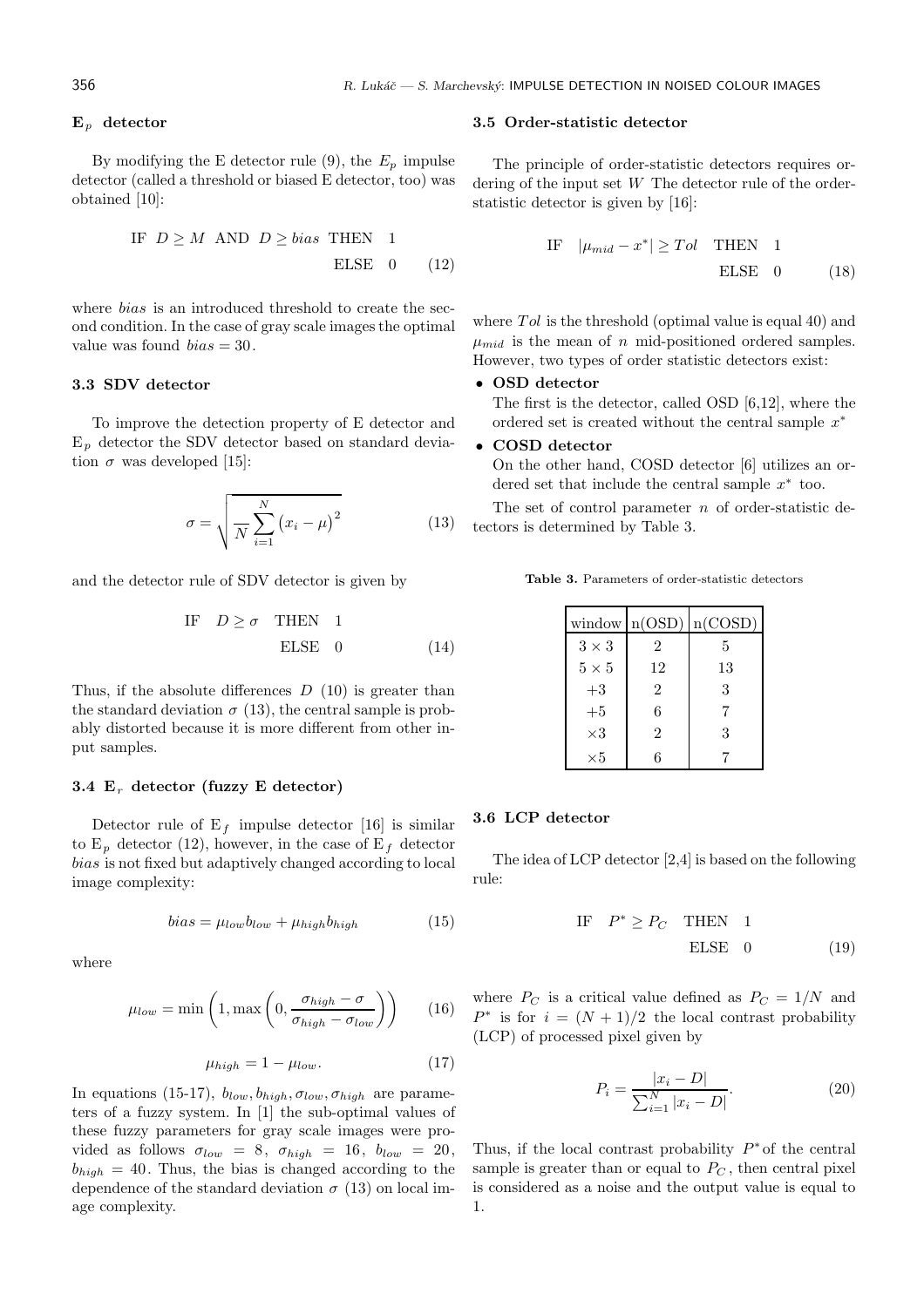**E$_p$ detector**

By modifying the E detector rule (9), the $E_p$ impulse detector (called a threshold or biased E detector, too) was obtained [10]:

$$\text{IF } D \geq M \text{ AND } D \geq bias \text{ THEN } 1 \quad \text{ELSE } 0 \tag{12}$$

where *bias* is an introduced threshold to create the second condition. In the case of gray scale images the optimal value was found $bias = 30$.

### 3.3 SDV detector

To improve the detection property of E detector and E$_p$ detector the SDV detector based on standard deviation $\sigma$ was developed [15]:

$$\sigma = \sqrt{\frac{}{N}\sum_{i=1}^{N}\left(x_i - \mu\right)^2} \tag{13}$$

and the detector rule of SDV detector is given by

$$\text{IF } D \geq \sigma \text{ THEN } 1 \quad \text{ELSE } 0 \tag{14}$$

Thus, if the absolute differences $D$ (10) is greater than the standard deviation $\sigma$ (13), the central sample is probably distorted because it is more different from other input samples.

### 3.4 E$_r$ detector (fuzzy E detector)

Detector rule of E$_f$ impulse detector [16] is similar to E$_p$ detector (12), however, in the case of E$_f$ detector *bias* is not fixed but adaptively changed according to local image complexity:

$$bias = \mu_{low} b_{low} + \mu_{high} b_{high} \tag{15}$$

where

$$\mu_{low} = \min\left(1, \max\left(0, \frac{\sigma_{high} - \sigma}{\sigma_{high} - \sigma_{low}}\right)\right) \tag{16}$$

$$\mu_{high} = 1 - \mu_{low}. \tag{17}$$

In equations (15-17), $b_{low}, b_{high}, \sigma_{low}, \sigma_{high}$ are parameters of a fuzzy system. In [1] the sub-optimal values of these fuzzy parameters for gray scale images were provided as follows $\sigma_{low} = 8$, $\sigma_{high} = 16$, $b_{low} = 20$, $b_{high} = 40$. Thus, the bias is changed according to the dependence of the standard deviation $\sigma$ (13) on local image complexity.

### 3.5 Order-statistic detector

The principle of order-statistic detectors requires ordering of the input set $W$ The detector rule of the order-statistic detector is given by [16]:

$$\text{IF } \left|\mu_{mid} - x^*\right| \geq Tol \text{ THEN } 1 \quad \text{ELSE } 0 \tag{18}$$

where $Tol$ is the threshold (optimal value is equal 40) and $\mu_{mid}$ is the mean of $n$ mid-positioned ordered samples. However, two types of order statistic detectors exist:

- **OSD detector**
  The first is the detector, called OSD [6,12], where the ordered set is created without the central sample $x^*$
- **COSD detector**
  On the other hand, COSD detector [6] utilizes an ordered set that include the central sample $x^*$ too.

The set of control parameter $n$ of order-statistic detectors is determined by Table 3.

**Table 3.** Parameters of order-statistic detectors

| window | n(OSD) | n(COSD) |
|---|---|---|
| $3 \times 3$ | 2 | 5 |
| $5 \times 5$ | 12 | 13 |
| $+3$ | 2 | 3 |
| $+5$ | 6 | 7 |
| $\times 3$ | 2 | 3 |
| $\times 5$ | 6 | 7 |

### 3.6 LCP detector

The idea of LCP detector [2,4] is based on the following rule:

$$\text{IF } P^* \geq P_C \text{ THEN } 1 \quad \text{ELSE } 0 \tag{19}$$

where $P_C$ is a critical value defined as $P_C = 1/N$ and $P^*$ is for $i = (N+1)/2$ the local contrast probability (LCP) of processed pixel given by

$$P_i = \frac{|x_i - D|}{\sum_{i=1}^{N} |x_i - D|}. \tag{20}$$

Thus, if the local contrast probability $P^*$ of the central sample is greater than or equal to $P_C$, then central pixel is considered as a noise and the output value is equal to 1.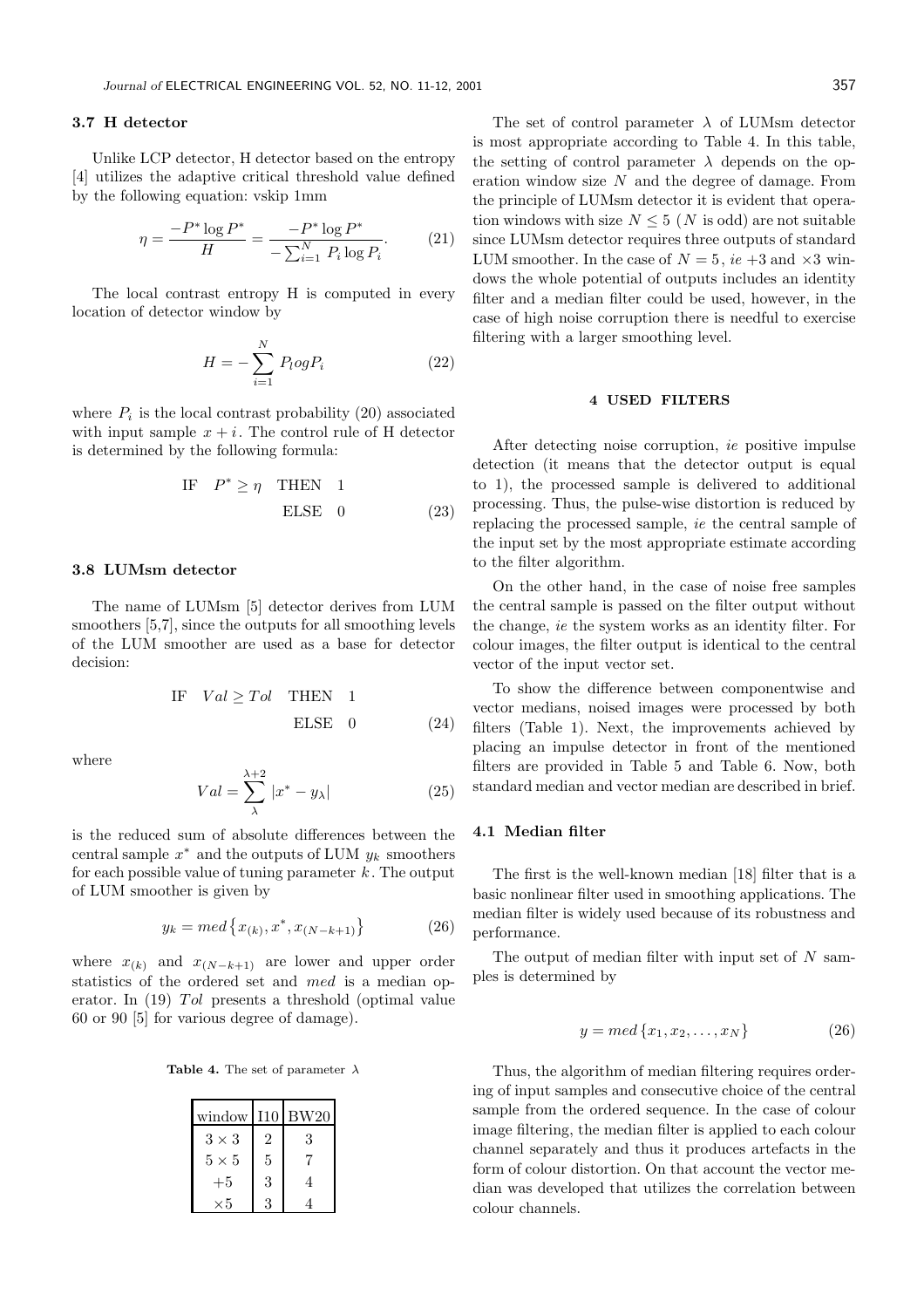### 3.7 H detector

Unlike LCP detector, H detector based on the entropy [4] utilizes the adaptive critical threshold value defined by the following equation: vskip 1mm

$$\eta = \frac{-P^* \log P^*}{H} = \frac{-P^* \log P^*}{-\sum_{i=1}^{N} P_i \log P_i}. \tag{21}$$

The local contrast entropy H is computed in every location of detector window by

$$H = -\sum_{i=1}^{N} P_l og P_i \tag{22}$$

where $P_i$ is the local contrast probability (20) associated with input sample $x+i$. The control rule of H detector is determined by the following formula:

$$\text{IF} \quad P^* \geq \eta \quad \text{THEN} \quad 1 \qquad \text{ELSE} \quad 0 \tag{23}$$

### 3.8 LUMsm detector

The name of LUMsm [5] detector derives from LUM smoothers [5,7], since the outputs for all smoothing levels of the LUM smoother are used as a base for detector decision:

$$\text{IF} \quad Val \geq Tol \quad \text{THEN} \quad 1 \qquad \text{ELSE} \quad 0 \tag{24}$$

where

$$Val = \sum_{\lambda}^{\lambda+2} |x^* - y_\lambda| \tag{25}$$

is the reduced sum of absolute differences between the central sample $x^*$ and the outputs of LUM $y_k$ smoothers for each possible value of tuning parameter $k$. The output of LUM smoother is given by

$$y_k = med\{x_{(k)}, x^*, x_{(N-k+1)}\} \tag{26}$$

where $x_{(k)}$ and $x_{(N-k+1)}$ are lower and upper order statistics of the ordered set and $med$ is a median operator. In (19) $Tol$ presents a threshold (optimal value 60 or 90 [5] for various degree of damage).

**Table 4.** The set of parameter $\lambda$

| window | I10 | BW20 |
|---|---|---|
| $3 \times 3$ | 2 | 3 |
| $5 \times 5$ | 5 | 7 |
| $+5$ | 3 | 4 |
| $\times 5$ | 3 | 4 |

The set of control parameter $\lambda$ of LUMsm detector is most appropriate according to Table 4. In this table, the setting of control parameter $\lambda$ depends on the operation window size $N$ and the degree of damage. From the principle of LUMsm detector it is evident that operation windows with size $N \leq 5$ ($N$ is odd) are not suitable since LUMsm detector requires three outputs of standard LUM smoother. In the case of $N = 5$, *ie* $+3$ and $\times 3$ windows the whole potential of outputs includes an identity filter and a median filter could be used, however, in the case of high noise corruption there is needful to exercise filtering with a larger smoothing level.

## 4 USED FILTERS

After detecting noise corruption, *ie* positive impulse detection (it means that the detector output is equal to 1), the processed sample is delivered to additional processing. Thus, the pulse-wise distortion is reduced by replacing the processed sample, *ie* the central sample of the input set by the most appropriate estimate according to the filter algorithm.

On the other hand, in the case of noise free samples the central sample is passed on the filter output without the change, *ie* the system works as an identity filter. For colour images, the filter output is identical to the central vector of the input vector set.

To show the difference between componentwise and vector medians, noised images were processed by both filters (Table 1). Next, the improvements achieved by placing an impulse detector in front of the mentioned filters are provided in Table 5 and Table 6. Now, both standard median and vector median are described in brief.

### 4.1 Median filter

The first is the well-known median [18] filter that is a basic nonlinear filter used in smoothing applications. The median filter is widely used because of its robustness and performance.

The output of median filter with input set of $N$ samples is determined by

$$y = med\{x_1, x_2, \ldots, x_N\} \tag{26}$$

Thus, the algorithm of median filtering requires ordering of input samples and consecutive choice of the central sample from the ordered sequence. In the case of colour image filtering, the median filter is applied to each colour channel separately and thus it produces artefacts in the form of colour distortion. On that account the vector median was developed that utilizes the correlation between colour channels.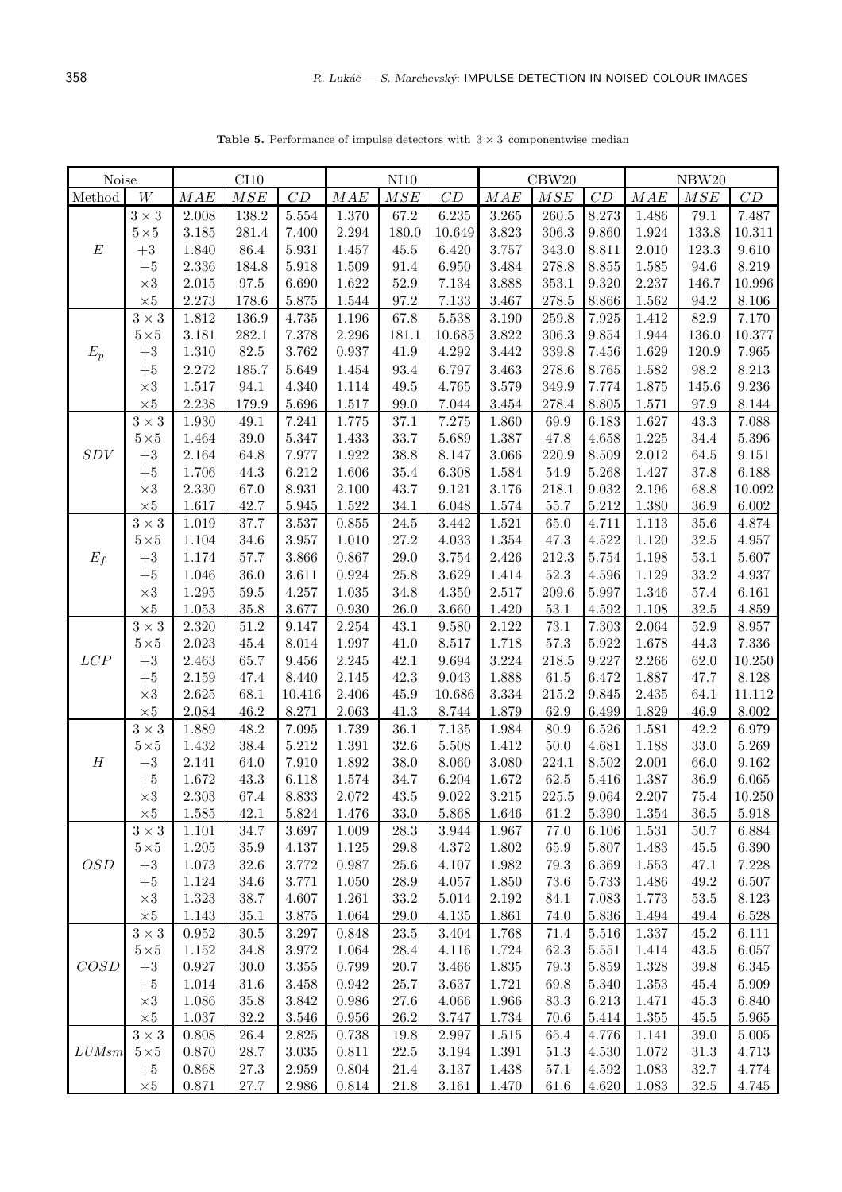**Table 5.** Performance of impulse detectors with $3 \times 3$ componentwise median

| Noise | | CI10 | | | NI10 | | | CBW20 | | | NBW20 | | |
|---|---|---|---|---|---|---|---|---|---|---|---|---|---|
| Method | $W$ | $MAE$ | $MSE$ | $CD$ | $MAE$ | $MSE$ | $CD$ | $MAE$ | $MSE$ | $CD$ | $MAE$ | $MSE$ | $CD$ |
| $E$ | $3\times3$ | 2.008 | 138.2 | 5.554 | 1.370 | 67.2 | 6.235 | 3.265 | 260.5 | 8.273 | 1.486 | 79.1 | 7.487 |
| | $5\times5$ | 3.185 | 281.4 | 7.400 | 2.294 | 180.0 | 10.649 | 3.823 | 306.3 | 9.860 | 1.924 | 133.8 | 10.311 |
| | $+3$ | 1.840 | 86.4 | 5.931 | 1.457 | 45.5 | 6.420 | 3.757 | 343.0 | 8.811 | 2.010 | 123.3 | 9.610 |
| | $+5$ | 2.336 | 184.8 | 5.918 | 1.509 | 91.4 | 6.950 | 3.484 | 278.8 | 8.855 | 1.585 | 94.6 | 8.219 |
| | $\times3$ | 2.015 | 97.5 | 6.690 | 1.622 | 52.9 | 7.134 | 3.888 | 353.1 | 9.320 | 2.237 | 146.7 | 10.996 |
| | $\times5$ | 2.273 | 178.6 | 5.875 | 1.544 | 97.2 | 7.133 | 3.467 | 278.5 | 8.866 | 1.562 | 94.2 | 8.106 |
| $E_p$ | $3\times3$ | 1.812 | 136.9 | 4.735 | 1.196 | 67.8 | 5.538 | 3.190 | 259.8 | 7.925 | 1.412 | 82.9 | 7.170 |
| | $5\times5$ | 3.181 | 282.1 | 7.378 | 2.296 | 181.1 | 10.685 | 3.822 | 306.3 | 9.854 | 1.944 | 136.0 | 10.377 |
| | $+3$ | 1.310 | 82.5 | 3.762 | 0.937 | 41.9 | 4.292 | 3.442 | 339.8 | 7.456 | 1.629 | 120.9 | 7.965 |
| | $+5$ | 2.272 | 185.7 | 5.649 | 1.454 | 93.4 | 6.797 | 3.463 | 278.6 | 8.765 | 1.582 | 98.2 | 8.213 |
| | $\times3$ | 1.517 | 94.1 | 4.340 | 1.114 | 49.5 | 4.765 | 3.579 | 349.9 | 7.774 | 1.875 | 145.6 | 9.236 |
| | $\times5$ | 2.238 | 179.9 | 5.696 | 1.517 | 99.0 | 7.044 | 3.454 | 278.4 | 8.805 | 1.571 | 97.9 | 8.144 |
| $SDV$ | $3\times3$ | 1.930 | 49.1 | 7.241 | 1.775 | 37.1 | 7.275 | 1.860 | 69.9 | 6.183 | 1.627 | 43.3 | 7.088 |
| | $5\times5$ | 1.464 | 39.0 | 5.347 | 1.433 | 33.7 | 5.689 | 1.387 | 47.8 | 4.658 | 1.225 | 34.4 | 5.396 |
| | $+3$ | 2.164 | 64.8 | 7.977 | 1.922 | 38.8 | 8.147 | 3.066 | 220.9 | 8.509 | 2.012 | 64.5 | 9.151 |
| | $+5$ | 1.706 | 44.3 | 6.212 | 1.606 | 35.4 | 6.308 | 1.584 | 54.9 | 5.268 | 1.427 | 37.8 | 6.188 |
| | $\times3$ | 2.330 | 67.0 | 8.931 | 2.100 | 43.7 | 9.121 | 3.176 | 218.1 | 9.032 | 2.196 | 68.8 | 10.092 |
| | $\times5$ | 1.617 | 42.7 | 5.945 | 1.522 | 34.1 | 6.048 | 1.574 | 55.7 | 5.212 | 1.380 | 36.9 | 6.002 |
| $E_f$ | $3\times3$ | 1.019 | 37.7 | 3.537 | 0.855 | 24.5 | 3.442 | 1.521 | 65.0 | 4.711 | 1.113 | 35.6 | 4.874 |
| | $5\times5$ | 1.104 | 34.6 | 3.957 | 1.010 | 27.2 | 4.033 | 1.354 | 47.3 | 4.522 | 1.120 | 32.5 | 4.957 |
| | $+3$ | 1.174 | 57.7 | 3.866 | 0.867 | 29.0 | 3.754 | 2.426 | 212.3 | 5.754 | 1.198 | 53.1 | 5.607 |
| | $+5$ | 1.046 | 36.0 | 3.611 | 0.924 | 25.8 | 3.629 | 1.414 | 52.3 | 4.596 | 1.129 | 33.2 | 4.937 |
| | $\times3$ | 1.295 | 59.5 | 4.257 | 1.035 | 34.8 | 4.350 | 2.517 | 209.6 | 5.997 | 1.346 | 57.4 | 6.161 |
| | $\times5$ | 1.053 | 35.8 | 3.677 | 0.930 | 26.0 | 3.660 | 1.420 | 53.1 | 4.592 | 1.108 | 32.5 | 4.859 |
| $LCP$ | $3\times3$ | 2.320 | 51.2 | 9.147 | 2.254 | 43.1 | 9.580 | 2.122 | 73.1 | 7.303 | 2.064 | 52.9 | 8.957 |
| | $5\times5$ | 2.023 | 45.4 | 8.014 | 1.997 | 41.0 | 8.517 | 1.718 | 57.3 | 5.922 | 1.678 | 44.3 | 7.336 |
| | $+3$ | 2.463 | 65.7 | 9.456 | 2.245 | 42.1 | 9.694 | 3.224 | 218.5 | 9.227 | 2.266 | 62.0 | 10.250 |
| | $+5$ | 2.159 | 47.4 | 8.440 | 2.145 | 42.3 | 9.043 | 1.888 | 61.5 | 6.472 | 1.887 | 47.7 | 8.128 |
| | $\times3$ | 2.625 | 68.1 | 10.416 | 2.406 | 45.9 | 10.686 | 3.334 | 215.2 | 9.845 | 2.435 | 64.1 | 11.112 |
| | $\times5$ | 2.084 | 46.2 | 8.271 | 2.063 | 41.3 | 8.744 | 1.879 | 62.9 | 6.499 | 1.829 | 46.9 | 8.002 |
| $H$ | $3\times3$ | 1.889 | 48.2 | 7.095 | 1.739 | 36.1 | 7.135 | 1.984 | 80.9 | 6.526 | 1.581 | 42.2 | 6.979 |
| | $5\times5$ | 1.432 | 38.4 | 5.212 | 1.391 | 32.6 | 5.508 | 1.412 | 50.0 | 4.681 | 1.188 | 33.0 | 5.269 |
| | $+3$ | 2.141 | 64.0 | 7.910 | 1.892 | 38.0 | 8.060 | 3.080 | 224.1 | 8.502 | 2.001 | 66.0 | 9.162 |
| | $+5$ | 1.672 | 43.3 | 6.118 | 1.574 | 34.7 | 6.204 | 1.672 | 62.5 | 5.416 | 1.387 | 36.9 | 6.065 |
| | $\times3$ | 2.303 | 67.4 | 8.833 | 2.072 | 43.5 | 9.022 | 3.215 | 225.5 | 9.064 | 2.207 | 75.4 | 10.250 |
| | $\times5$ | 1.585 | 42.1 | 5.824 | 1.476 | 33.0 | 5.868 | 1.646 | 61.2 | 5.390 | 1.354 | 36.5 | 5.918 |
| $OSD$ | $3\times3$ | 1.101 | 34.7 | 3.697 | 1.009 | 28.3 | 3.944 | 1.967 | 77.0 | 6.106 | 1.531 | 50.7 | 6.884 |
| | $5\times5$ | 1.205 | 35.9 | 4.137 | 1.125 | 29.8 | 4.372 | 1.802 | 65.9 | 5.807 | 1.483 | 45.5 | 6.390 |
| | $+3$ | 1.073 | 32.6 | 3.772 | 0.987 | 25.6 | 4.107 | 1.982 | 79.3 | 6.369 | 1.553 | 47.1 | 7.228 |
| | $+5$ | 1.124 | 34.6 | 3.771 | 1.050 | 28.9 | 4.057 | 1.850 | 73.6 | 5.733 | 1.486 | 49.2 | 6.507 |
| | $\times3$ | 1.323 | 38.7 | 4.607 | 1.261 | 33.2 | 5.014 | 2.192 | 84.1 | 7.083 | 1.773 | 53.5 | 8.123 |
| | $\times5$ | 1.143 | 35.1 | 3.875 | 1.064 | 29.0 | 4.135 | 1.861 | 74.0 | 5.836 | 1.494 | 49.4 | 6.528 |
| $COSD$ | $3\times3$ | 0.952 | 30.5 | 3.297 | 0.848 | 23.5 | 3.404 | 1.768 | 71.4 | 5.516 | 1.337 | 45.2 | 6.111 |
| | $5\times5$ | 1.152 | 34.8 | 3.972 | 1.064 | 28.4 | 4.116 | 1.724 | 62.3 | 5.551 | 1.414 | 43.5 | 6.057 |
| | $+3$ | 0.927 | 30.0 | 3.355 | 0.799 | 20.7 | 3.466 | 1.835 | 79.3 | 5.859 | 1.328 | 39.8 | 6.345 |
| | $+5$ | 1.014 | 31.6 | 3.458 | 0.942 | 25.7 | 3.637 | 1.721 | 69.8 | 5.340 | 1.353 | 45.4 | 5.909 |
| | $\times3$ | 1.086 | 35.8 | 3.842 | 0.986 | 27.6 | 4.066 | 1.966 | 83.3 | 6.213 | 1.471 | 45.3 | 6.840 |
| | $\times5$ | 1.037 | 32.2 | 3.546 | 0.956 | 26.2 | 3.747 | 1.734 | 70.6 | 5.414 | 1.355 | 45.5 | 5.965 |
| $LUMsm$ | $3\times3$ | 0.808 | 26.4 | 2.825 | 0.738 | 19.8 | 2.997 | 1.515 | 65.4 | 4.776 | 1.141 | 39.0 | 5.005 |
| | $5\times5$ | 0.870 | 28.7 | 3.035 | 0.811 | 22.5 | 3.194 | 1.391 | 51.3 | 4.530 | 1.072 | 31.3 | 4.713 |
| | $+5$ | 0.868 | 27.3 | 2.959 | 0.804 | 21.4 | 3.137 | 1.438 | 57.1 | 4.592 | 1.083 | 32.7 | 4.774 |
| | $\times5$ | 0.871 | 27.7 | 2.986 | 0.814 | 21.8 | 3.161 | 1.470 | 61.6 | 4.620 | 1.083 | 32.5 | 4.745 |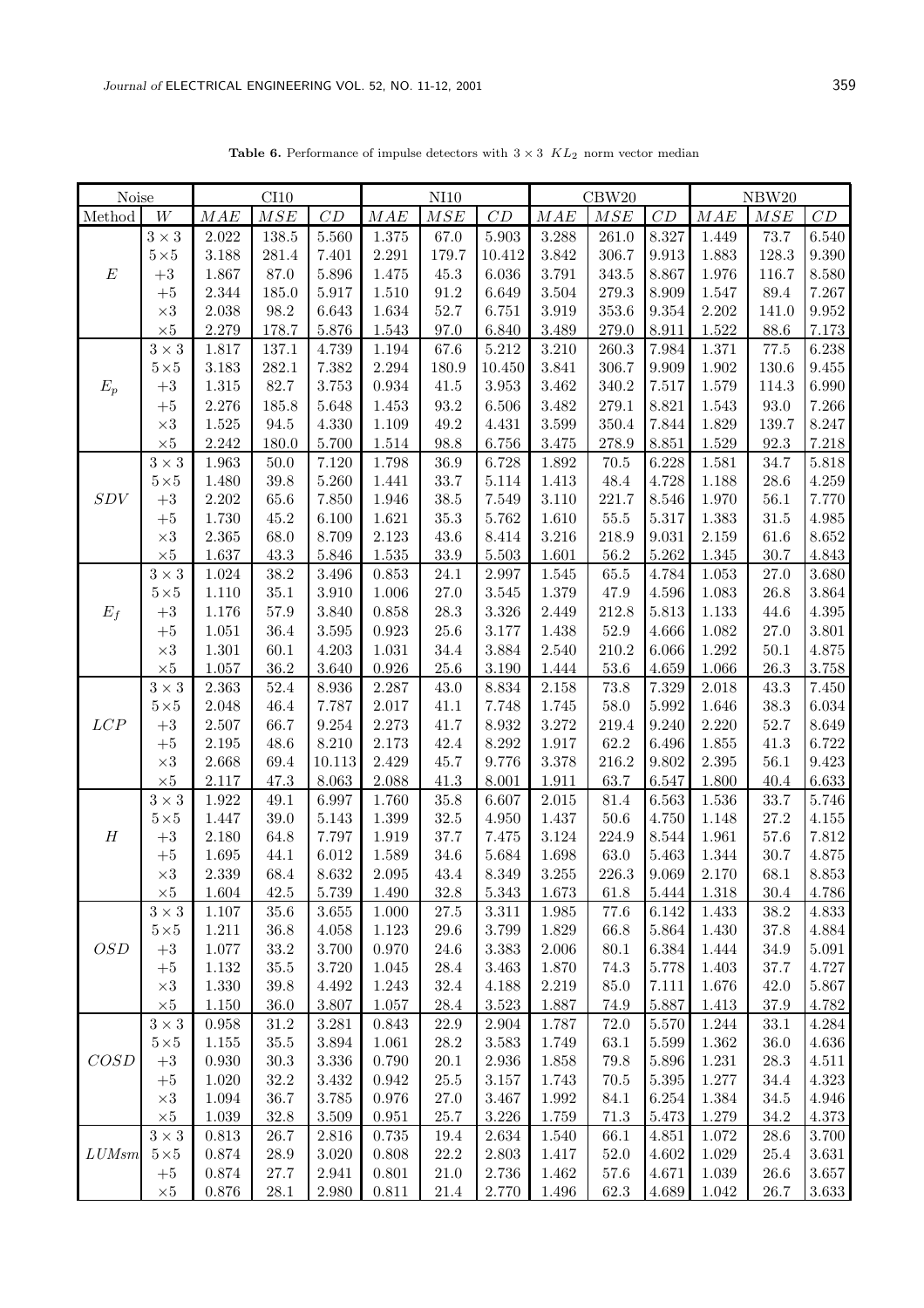**Table 6.** Performance of impulse detectors with $3 \times 3$ $KL_2$ norm vector median

| Noise | | CI10 | | | NI10 | | | CBW20 | | | NBW20 | | |
|---|---|---|---|---|---|---|---|---|---|---|---|---|---|
| Method | $W$ | $MAE$ | $MSE$ | $CD$ | $MAE$ | $MSE$ | $CD$ | $MAE$ | $MSE$ | $CD$ | $MAE$ | $MSE$ | $CD$ |
| $E$ | $3\times3$ | 2.022 | 138.5 | 5.560 | 1.375 | 67.0 | 5.903 | 3.288 | 261.0 | 8.327 | 1.449 | 73.7 | 6.540 |
| | $5\times5$ | 3.188 | 281.4 | 7.401 | 2.291 | 179.7 | 10.412 | 3.842 | 306.7 | 9.913 | 1.883 | 128.3 | 9.390 |
| | $+3$ | 1.867 | 87.0 | 5.896 | 1.475 | 45.3 | 6.036 | 3.791 | 343.5 | 8.867 | 1.976 | 116.7 | 8.580 |
| | $+5$ | 2.344 | 185.0 | 5.917 | 1.510 | 91.2 | 6.649 | 3.504 | 279.3 | 8.909 | 1.547 | 89.4 | 7.267 |
| | $\times3$ | 2.038 | 98.2 | 6.643 | 1.634 | 52.7 | 6.751 | 3.919 | 353.6 | 9.354 | 2.202 | 141.0 | 9.952 |
| | $\times5$ | 2.279 | 178.7 | 5.876 | 1.543 | 97.0 | 6.840 | 3.489 | 279.0 | 8.911 | 1.522 | 88.6 | 7.173 |
| $E_p$ | $3\times3$ | 1.817 | 137.1 | 4.739 | 1.194 | 67.6 | 5.212 | 3.210 | 260.3 | 7.984 | 1.371 | 77.5 | 6.238 |
| | $5\times5$ | 3.183 | 282.1 | 7.382 | 2.294 | 180.9 | 10.450 | 3.841 | 306.7 | 9.909 | 1.902 | 130.6 | 9.455 |
| | $+3$ | 1.315 | 82.7 | 3.753 | 0.934 | 41.5 | 3.953 | 3.462 | 340.2 | 7.517 | 1.579 | 114.3 | 6.990 |
| | $+5$ | 2.276 | 185.8 | 5.648 | 1.453 | 93.2 | 6.506 | 3.482 | 279.1 | 8.821 | 1.543 | 93.0 | 7.266 |
| | $\times3$ | 1.525 | 94.5 | 4.330 | 1.109 | 49.2 | 4.431 | 3.599 | 350.4 | 7.844 | 1.829 | 139.7 | 8.247 |
| | $\times5$ | 2.242 | 180.0 | 5.700 | 1.514 | 98.8 | 6.756 | 3.475 | 278.9 | 8.851 | 1.529 | 92.3 | 7.218 |
| $SDV$ | $3\times3$ | 1.963 | 50.0 | 7.120 | 1.798 | 36.9 | 6.728 | 1.892 | 70.5 | 6.228 | 1.581 | 34.7 | 5.818 |
| | $5\times5$ | 1.480 | 39.8 | 5.260 | 1.441 | 33.7 | 5.114 | 1.413 | 48.4 | 4.728 | 1.188 | 28.6 | 4.259 |
| | $+3$ | 2.202 | 65.6 | 7.850 | 1.946 | 38.5 | 7.549 | 3.110 | 221.7 | 8.546 | 1.970 | 56.1 | 7.770 |
| | $+5$ | 1.730 | 45.2 | 6.100 | 1.621 | 35.3 | 5.762 | 1.610 | 55.5 | 5.317 | 1.383 | 31.5 | 4.985 |
| | $\times3$ | 2.365 | 68.0 | 8.709 | 2.123 | 43.6 | 8.414 | 3.216 | 218.9 | 9.031 | 2.159 | 61.6 | 8.652 |
| | $\times5$ | 1.637 | 43.3 | 5.846 | 1.535 | 33.9 | 5.503 | 1.601 | 56.2 | 5.262 | 1.345 | 30.7 | 4.843 |
| $E_f$ | $3\times3$ | 1.024 | 38.2 | 3.496 | 0.853 | 24.1 | 2.997 | 1.545 | 65.5 | 4.784 | 1.053 | 27.0 | 3.680 |
| | $5\times5$ | 1.110 | 35.1 | 3.910 | 1.006 | 27.0 | 3.545 | 1.379 | 47.9 | 4.596 | 1.083 | 26.8 | 3.864 |
| | $+3$ | 1.176 | 57.9 | 3.840 | 0.858 | 28.3 | 3.326 | 2.449 | 212.8 | 5.813 | 1.133 | 44.6 | 4.395 |
| | $+5$ | 1.051 | 36.4 | 3.595 | 0.923 | 25.6 | 3.177 | 1.438 | 52.9 | 4.666 | 1.082 | 27.0 | 3.801 |
| | $\times3$ | 1.301 | 60.1 | 4.203 | 1.031 | 34.4 | 3.884 | 2.540 | 210.2 | 6.066 | 1.292 | 50.1 | 4.875 |
| | $\times5$ | 1.057 | 36.2 | 3.640 | 0.926 | 25.6 | 3.190 | 1.444 | 53.6 | 4.659 | 1.066 | 26.3 | 3.758 |
| $LCP$ | $3\times3$ | 2.363 | 52.4 | 8.936 | 2.287 | 43.0 | 8.834 | 2.158 | 73.8 | 7.329 | 2.018 | 43.3 | 7.450 |
| | $5\times5$ | 2.048 | 46.4 | 7.787 | 2.017 | 41.1 | 7.748 | 1.745 | 58.0 | 5.992 | 1.646 | 38.3 | 6.034 |
| | $+3$ | 2.507 | 66.7 | 9.254 | 2.273 | 41.7 | 8.932 | 3.272 | 219.4 | 9.240 | 2.220 | 52.7 | 8.649 |
| | $+5$ | 2.195 | 48.6 | 8.210 | 2.173 | 42.4 | 8.292 | 1.917 | 62.2 | 6.496 | 1.855 | 41.3 | 6.722 |
| | $\times3$ | 2.668 | 69.4 | 10.113 | 2.429 | 45.7 | 9.776 | 3.378 | 216.2 | 9.802 | 2.395 | 56.1 | 9.423 |
| | $\times5$ | 2.117 | 47.3 | 8.063 | 2.088 | 41.3 | 8.001 | 1.911 | 63.7 | 6.547 | 1.800 | 40.4 | 6.633 |
| $H$ | $3\times3$ | 1.922 | 49.1 | 6.997 | 1.760 | 35.8 | 6.607 | 2.015 | 81.4 | 6.563 | 1.536 | 33.7 | 5.746 |
| | $5\times5$ | 1.447 | 39.0 | 5.143 | 1.399 | 32.5 | 4.950 | 1.437 | 50.6 | 4.750 | 1.148 | 27.2 | 4.155 |
| | $+3$ | 2.180 | 64.8 | 7.797 | 1.919 | 37.7 | 7.475 | 3.124 | 224.9 | 8.544 | 1.961 | 57.6 | 7.812 |
| | $+5$ | 1.695 | 44.1 | 6.012 | 1.589 | 34.6 | 5.684 | 1.698 | 63.0 | 5.463 | 1.344 | 30.7 | 4.875 |
| | $\times3$ | 2.339 | 68.4 | 8.632 | 2.095 | 43.4 | 8.349 | 3.255 | 226.3 | 9.069 | 2.170 | 68.1 | 8.853 |
| | $\times5$ | 1.604 | 42.5 | 5.739 | 1.490 | 32.8 | 5.343 | 1.673 | 61.8 | 5.444 | 1.318 | 30.4 | 4.786 |
| $OSD$ | $3\times3$ | 1.107 | 35.6 | 3.655 | 1.000 | 27.5 | 3.311 | 1.985 | 77.6 | 6.142 | 1.433 | 38.2 | 4.833 |
| | $5\times5$ | 1.211 | 36.8 | 4.058 | 1.123 | 29.6 | 3.799 | 1.829 | 66.8 | 5.864 | 1.430 | 37.8 | 4.884 |
| | $+3$ | 1.077 | 33.2 | 3.700 | 0.970 | 24.6 | 3.383 | 2.006 | 80.1 | 6.384 | 1.444 | 34.9 | 5.091 |
| | $+5$ | 1.132 | 35.5 | 3.720 | 1.045 | 28.4 | 3.463 | 1.870 | 74.3 | 5.778 | 1.403 | 37.7 | 4.727 |
| | $\times3$ | 1.330 | 39.8 | 4.492 | 1.243 | 32.4 | 4.188 | 2.219 | 85.0 | 7.111 | 1.676 | 42.0 | 5.867 |
| | $\times5$ | 1.150 | 36.0 | 3.807 | 1.057 | 28.4 | 3.523 | 1.887 | 74.9 | 5.887 | 1.413 | 37.9 | 4.782 |
| $COSD$ | $3\times3$ | 0.958 | 31.2 | 3.281 | 0.843 | 22.9 | 2.904 | 1.787 | 72.0 | 5.570 | 1.244 | 33.1 | 4.284 |
| | $5\times5$ | 1.155 | 35.5 | 3.894 | 1.061 | 28.2 | 3.583 | 1.749 | 63.1 | 5.599 | 1.362 | 36.0 | 4.636 |
| | $+3$ | 0.930 | 30.3 | 3.336 | 0.790 | 20.1 | 2.936 | 1.858 | 79.8 | 5.896 | 1.231 | 28.3 | 4.511 |
| | $+5$ | 1.020 | 32.2 | 3.432 | 0.942 | 25.5 | 3.157 | 1.743 | 70.5 | 5.395 | 1.277 | 34.4 | 4.323 |
| | $\times3$ | 1.094 | 36.7 | 3.785 | 0.976 | 27.0 | 3.467 | 1.992 | 84.1 | 6.254 | 1.384 | 34.5 | 4.946 |
| | $\times5$ | 1.039 | 32.8 | 3.509 | 0.951 | 25.7 | 3.226 | 1.759 | 71.3 | 5.473 | 1.279 | 34.2 | 4.373 |
| $LUMsm$ | $3\times3$ | 0.813 | 26.7 | 2.816 | 0.735 | 19.4 | 2.634 | 1.540 | 66.1 | 4.851 | 1.072 | 28.6 | 3.700 |
| | $5\times5$ | 0.874 | 28.9 | 3.020 | 0.808 | 22.2 | 2.803 | 1.417 | 52.0 | 4.602 | 1.029 | 25.4 | 3.631 |
| | $+5$ | 0.874 | 27.7 | 2.941 | 0.801 | 21.0 | 2.736 | 1.462 | 57.6 | 4.671 | 1.039 | 26.6 | 3.657 |
| | $\times5$ | 0.876 | 28.1 | 2.980 | 0.811 | 21.4 | 2.770 | 1.496 | 62.3 | 4.689 | 1.042 | 26.7 | 3.633 |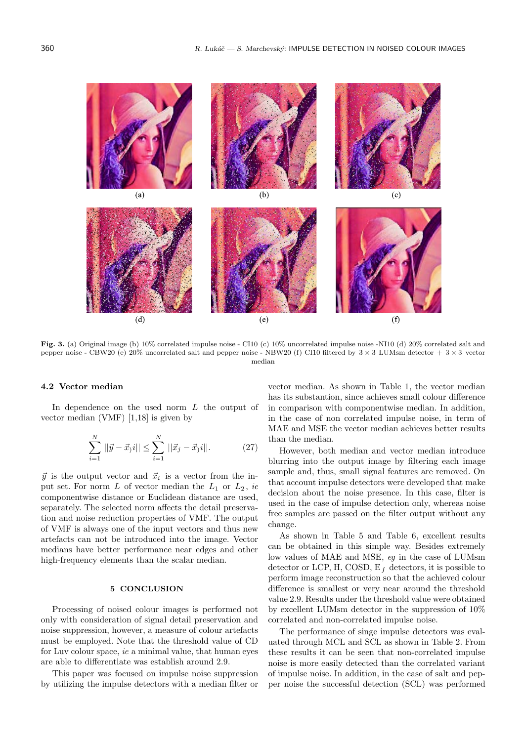(a) (b) (c)

(d) (e) (f)

**Fig. 3.** (a) Original image (b) 10% correlated impulse noise - CI10 (c) 10% uncorrelated impulse noise -NI10 (d) 20% correlated salt and pepper noise - CBW20 (e) 20% uncorrelated salt and pepper noise - NBW20 (f) CI10 filtered by $3 \times 3$ LUMsm detector + $3 \times 3$ vector median

### 4.2 Vector median

In dependence on the used norm $L$ the output of vector median (VMF) [1,18] is given by

$$\sum_{i=1}^{N} ||\vec{y} - \vec{x}_i|| \leq \sum_{i=1}^{N} ||\vec{x}_j - \vec{x}_i||. \tag{27}$$

$\vec{y}$ is the output vector and $\vec{x}_i$ is a vector from the input set. For norm $L$ of vector median the $L_1$ or $L_2$, *ie* componentwise distance or Euclidean distance are used, separately. The selected norm affects the detail preservation and noise reduction properties of VMF. The output of VMF is always one of the input vectors and thus new artefacts can not be introduced into the image. Vector medians have better performance near edges and other high-frequency elements than the scalar median.

## 5 CONCLUSION

Processing of noised colour images is performed not only with consideration of signal detail preservation and noise suppression, however, a measure of colour artefacts must be employed. Note that the threshold value of CD for Luv colour space, *ie* a minimal value, that human eyes are able to differentiate was establish around 2.9.

This paper was focused on impulse noise suppression by utilizing the impulse detectors with a median filter or vector median. As shown in Table 1, the vector median has its substantion, since achieves small colour difference in comparison with componentwise median. In addition, in the case of non correlated impulse noise, in term of MAE and MSE the vector median achieves better results than the median.

However, both median and vector median introduce blurring into the output image by filtering each image sample and, thus, small signal features are removed. On that account impulse detectors were developed that make decision about the noise presence. In this case, filter is used in the case of impulse detection only, whereas noise free samples are passed on the filter output without any change.

As shown in Table 5 and Table 6, excellent results can be obtained in this simple way. Besides extremely low values of MAE and MSE, *eg* in the case of LUMsm detector or LCP, H, COSD, $E_f$ detectors, it is possible to perform image reconstruction so that the achieved colour difference is smallest or very near around the threshold value 2.9. Results under the threshold value were obtained by excellent LUMsm detector in the suppression of 10% correlated and non-correlated impulse noise.

The performance of singe impulse detectors was evaluated through MCL and SCL as shown in Table 2. From these results it can be seen that non-correlated impulse noise is more easily detected than the correlated variant of impulse noise. In addition, in the case of salt and pepper noise the successful detection (SCL) was performed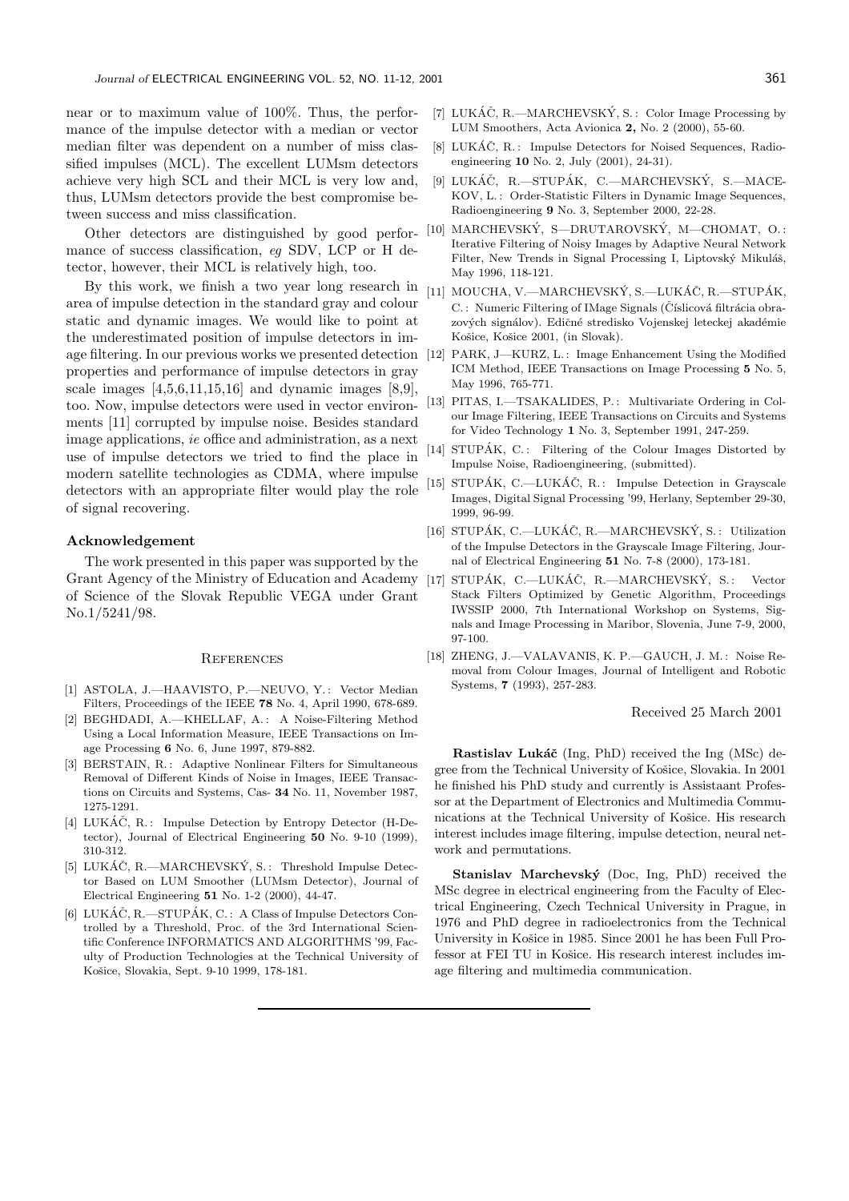near or to maximum value of 100%. Thus, the performance of the impulse detector with a median or vector median filter was dependent on a number of miss classified impulses (MCL). The excellent LUMsm detectors achieve very high SCL and their MCL is very low and, thus, LUMsm detectors provide the best compromise between success and miss classification.

Other detectors are distinguished by good performance of success classification, *eg* SDV, LCP or H detector, however, their MCL is relatively high, too.

By this work, we finish a two year long research in area of impulse detection in the standard gray and colour static and dynamic images. We would like to point at the underestimated position of impulse detectors in image filtering. In our previous works we presented detection properties and performance of impulse detectors in gray scale images [4,5,6,11,15,16] and dynamic images [8,9], too. Now, impulse detectors were used in vector environments [11] corrupted by impulse noise. Besides standard image applications, *ie* office and administration, as a next use of impulse detectors we tried to find the place in modern satellite technologies as CDMA, where impulse detectors with an appropriate filter would play the role of signal recovering.

#### Acknowledgement

The work presented in this paper was supported by the Grant Agency of the Ministry of Education and Academy of Science of the Slovak Republic VEGA under Grant No.1/5241/98.

## References

[1] ASTOLA, J.—HAAVISTO, P.—NEUVO, Y. : Vector Median Filters, Proceedings of the IEEE **78** No. 4, April 1990, 678-689.

[2] BEGHDADI, A.—KHELLAF, A. : A Noise-Filtering Method Using a Local Information Measure, IEEE Transactions on Image Processing **6** No. 6, June 1997, 879-882.

[3] BERSTAIN, R. : Adaptive Nonlinear Filters for Simultaneous Removal of Different Kinds of Noise in Images, IEEE Transactions on Circuits and Systems, Cas- **34** No. 11, November 1987, 1275-1291.

[4] LUKÁČ, R. : Impulse Detection by Entropy Detector (H-Detector), Journal of Electrical Engineering **50** No. 9-10 (1999), 310-312.

[5] LUKÁČ, R.—MARCHEVSKÝ, S. : Threshold Impulse Detector Based on LUM Smoother (LUMsm Detector), Journal of Electrical Engineering **51** No. 1-2 (2000), 44-47.

[6] LUKÁČ, R.—STUPÁK, C. : A Class of Impulse Detectors Controlled by a Threshold, Proc. of the 3rd International Scientific Conference INFORMATICS AND ALGORITHMS '99, Faculty of Production Technologies at the Technical University of Košice, Slovakia, Sept. 9-10 1999, 178-181.

[7] LUKÁČ, R.—MARCHEVSKÝ, S. : Color Image Processing by LUM Smoothers, Acta Avionica **2,** No. 2 (2000), 55-60.

[8] LUKÁČ, R. : Impulse Detectors for Noised Sequences, Radioengineering **10** No. 2, July (2001), 24-31).

[9] LUKÁČ, R.—STUPÁK, C.—MARCHEVSKÝ, S.—MACEKOV, L. : Order-Statistic Filters in Dynamic Image Sequences, Radioengineering **9** No. 3, September 2000, 22-28.

[10] MARCHEVSKÝ, S—DRUTAROVSKÝ, M—CHOMAT, O. : Iterative Filtering of Noisy Images by Adaptive Neural Network Filter, New Trends in Signal Processing I, Liptovský Mikuláš, May 1996, 118-121.

[11] MOUCHA, V.—MARCHEVSKÝ, S.—LUKÁČ, R.—STUPÁK, C. : Numeric Filtering of IMage Signals (Číslicová filtrácia obrazových signálov). Edičné stredisko Vojenskej leteckej akadémie Košice, Košice 2001, (in Slovak).

[12] PARK, J—KURZ, L. : Image Enhancement Using the Modified ICM Method, IEEE Transactions on Image Processing **5** No. 5, May 1996, 765-771.

[13] PITAS, I.—TSAKALIDES, P. : Multivariate Ordering in Colour Image Filtering, IEEE Transactions on Circuits and Systems for Video Technology **1** No. 3, September 1991, 247-259.

[14] STUPÁK, C. : Filtering of the Colour Images Distorted by Impulse Noise, Radioengineering, (submitted).

[15] STUPÁK, C.—LUKÁČ, R. : Impulse Detection in Grayscale Images, Digital Signal Processing '99, Herlany, September 29-30, 1999, 96-99.

[16] STUPÁK, C.—LUKÁČ, R.—MARCHEVSKÝ, S. : Utilization of the Impulse Detectors in the Grayscale Image Filtering, Journal of Electrical Engineering **51** No. 7-8 (2000), 173-181.

[17] STUPÁK, C.—LUKÁČ, R.—MARCHEVSKÝ, S. : Vector Stack Filters Optimized by Genetic Algorithm, Proceedings IWSSIP 2000, 7th International Workshop on Systems, Signals and Image Processing in Maribor, Slovenia, June 7-9, 2000, 97-100.

[18] ZHENG, J.—VALAVANIS, K. P.—GAUCH, J. M. : Noise Removal from Colour Images, Journal of Intelligent and Robotic Systems, **7** (1993), 257-283.

Received 25 March 2001

**Rastislav Lukáč** (Ing, PhD) received the Ing (MSc) degree from the Technical University of Košice, Slovakia. In 2001 he finished his PhD study and currently is Assistaant Professor at the Department of Electronics and Multimedia Communications at the Technical University of Košice. His research interest includes image filtering, impulse detection, neural network and permutations.

**Stanislav Marchevský** (Doc, Ing, PhD) received the MSc degree in electrical engineering from the Faculty of Electrical Engineering, Czech Technical University in Prague, in 1976 and PhD degree in radioelectronics from the Technical University in Košice in 1985. Since 2001 he has been Full Professor at FEI TU in Košice. His research interest includes image filtering and multimedia communication.